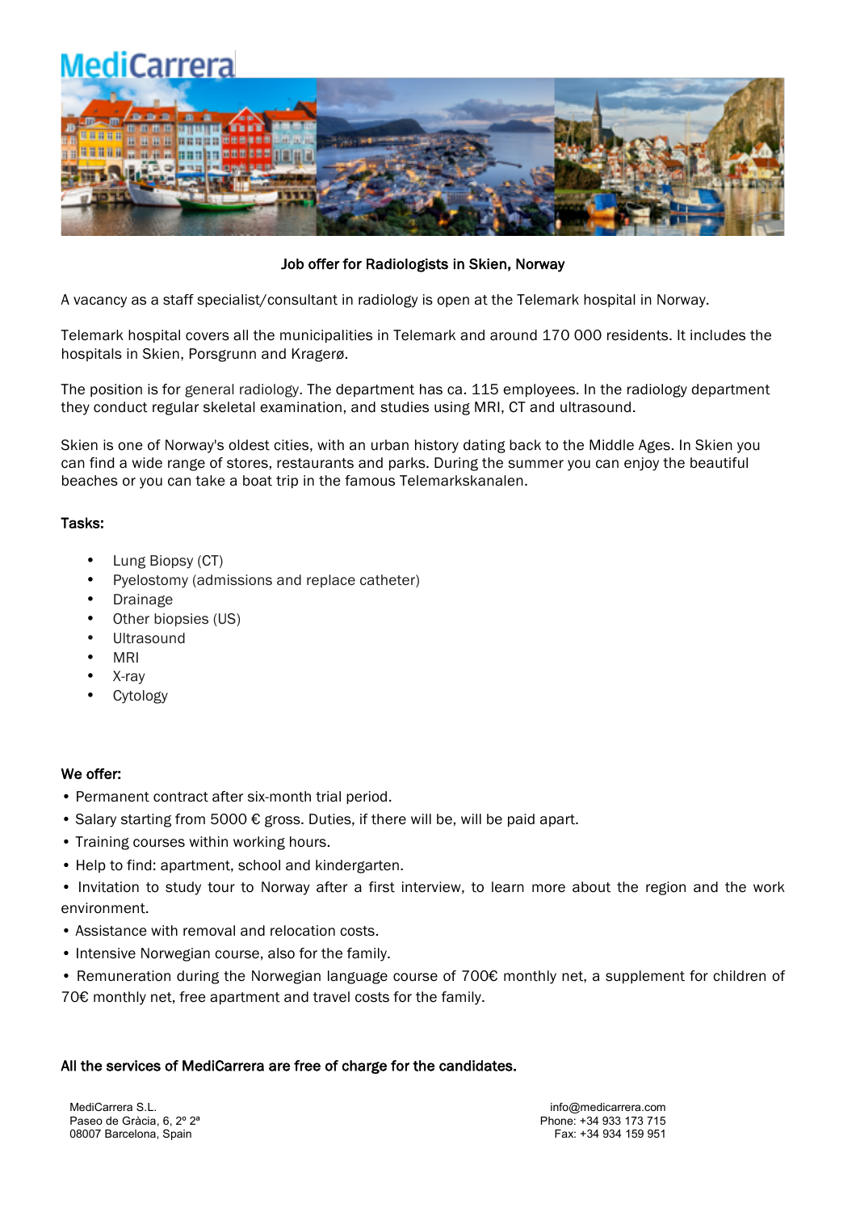MediCarrera

## Job offer for Radiologists in Skien, Norway

A vacancy as a staff specialist/consultant in radiology is open at the Telemark hospital in Norway.

Telemark hospital covers all the municipalities in Telemark and around 170 000 residents. It includes the hospitals in Skien, Porsgrunn and Kragerø.

The position is for general radiology. The department has ca. 115 employees. In the radiology department they conduct regular skeletal examination, and studies using MRI, CT and ultrasound.

Skien is one of Norway's oldest cities, with an urban history dating back to the Middle Ages. In Skien you can find a wide range of stores, restaurants and parks. During the summer you can enjoy the beautiful beaches or you can take a boat trip in the famous Telemarkskanalen.

### Tasks:

- Lung Biopsy (CT)
- Pyelostomy (admissions and replace catheter)
- Drainage
- Other biopsies (US)
- Ultrasound
- MRI
- X-ray
- Cytology

### We offer:

- Permanent contract after six-month trial period.
- Salary starting from 5000 € gross. Duties, if there will be, will be paid apart.
- Training courses within working hours.
- Help to find: apartment, school and kindergarten.
- Invitation to study tour to Norway after a first interview, to learn more about the region and the work environment.
- Assistance with removal and relocation costs.
- Intensive Norwegian course, also for the family.
- Remuneration during the Norwegian language course of 700€ monthly net, a supplement for children of 70€ monthly net, free apartment and travel costs for the family.

**All the services of MediCarrera are free of charge for the candidates.**

MediCarrera S.L.
Paseo de Gràcia, 6, 2º 2ª
08007 Barcelona, Spain

info@medicarrera.com
Phone: +34 933 173 715
Fax: +34 934 159 951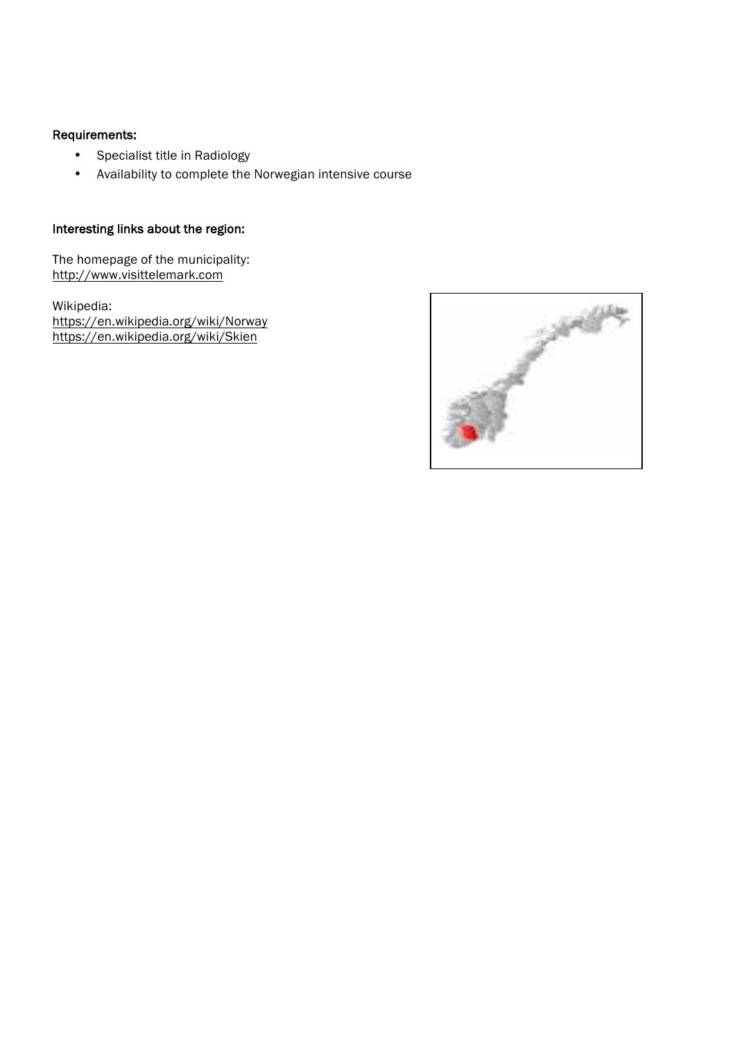**Requirements:**

- Specialist title in Radiology
- Availability to complete the Norwegian intensive course

**Interesting links about the region:**

The homepage of the municipality:
http://www.visittelemark.com

Wikipedia:
https://en.wikipedia.org/wiki/Norway
https://en.wikipedia.org/wiki/Skien